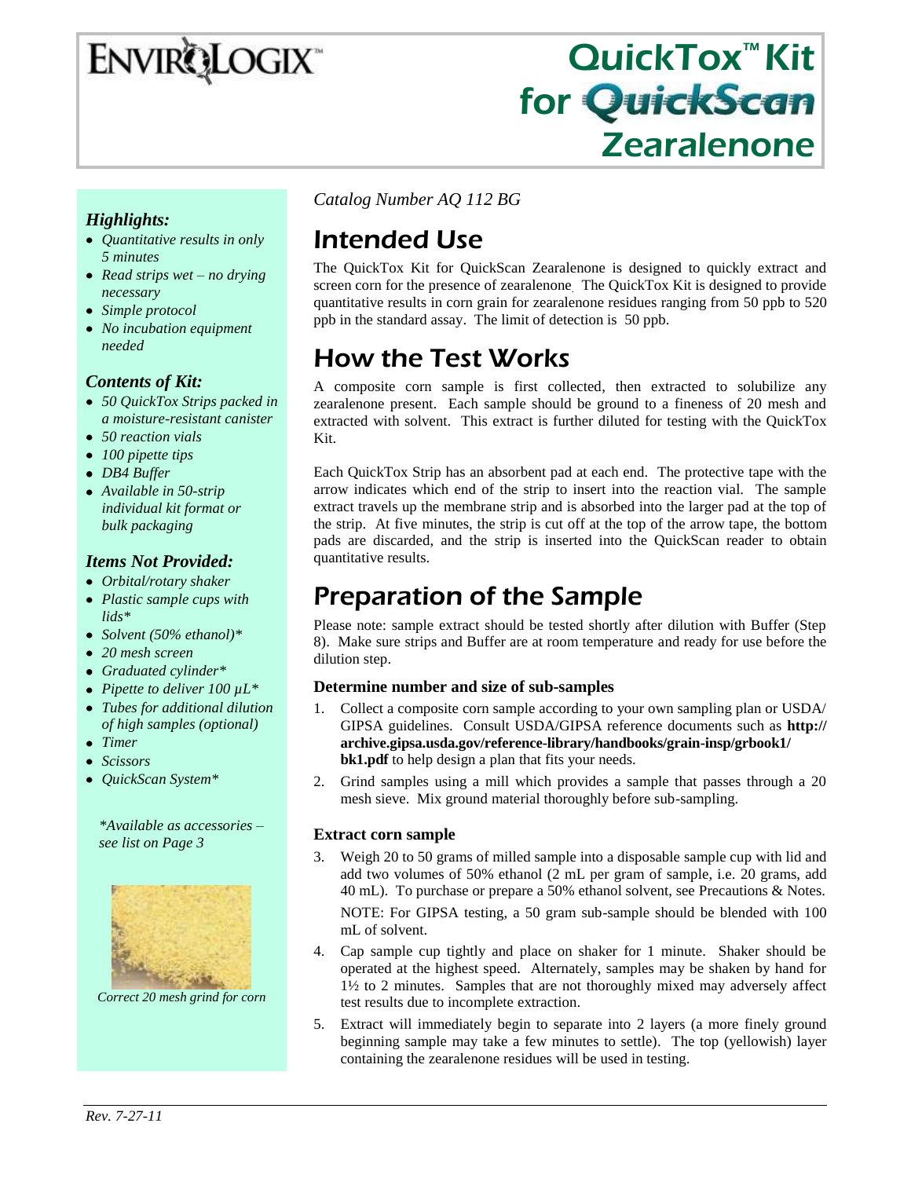# EnviroLogix

# QuickTox™ Kit for QuickScan Zearalenone

### *Highlights:*

- *Quantitative results in only 5 minutes*
- *Read strips wet – no drying necessary*
- *Simple protocol*
- *No incubation equipment needed*

### *Contents of Kit:*

- *50 QuickTox Strips packed in a moisture-resistant canister*
- *50 reaction vials*
- *100 pipette tips*
- *DB4 Buffer*
- *Available in 50-strip individual kit format or bulk packaging*

### *Items Not Provided:*

- *Orbital/rotary shaker*
- *Plastic sample cups with lids**
- *Solvent (50% ethanol)**
- *20 mesh screen*
- *Graduated cylinder**
- *Pipette to deliver 100 µL**
- *Tubes for additional dilution of high samples (optional)*
- *Timer*
- *Scissors*
- *QuickScan System**

**Available as accessories – see list on Page 3*

*Correct 20 mesh grind for corn*

*Catalog Number AQ 112 BG*

## Intended Use

The QuickTox Kit for QuickScan Zearalenone is designed to quickly extract and screen corn for the presence of zearalenone. The QuickTox Kit is designed to provide quantitative results in corn grain for zearalenone residues ranging from 50 ppb to 520 ppb in the standard assay. The limit of detection is 50 ppb.

## How the Test Works

A composite corn sample is first collected, then extracted to solubilize any zearalenone present. Each sample should be ground to a fineness of 20 mesh and extracted with solvent. This extract is further diluted for testing with the QuickTox Kit.

Each QuickTox Strip has an absorbent pad at each end. The protective tape with the arrow indicates which end of the strip to insert into the reaction vial. The sample extract travels up the membrane strip and is absorbed into the larger pad at the top of the strip. At five minutes, the strip is cut off at the top of the arrow tape, the bottom pads are discarded, and the strip is inserted into the QuickScan reader to obtain quantitative results.

## Preparation of the Sample

Please note: sample extract should be tested shortly after dilution with Buffer (Step 8). Make sure strips and Buffer are at room temperature and ready for use before the dilution step.

### Determine number and size of sub-samples

1. Collect a composite corn sample according to your own sampling plan or USDA/ GIPSA guidelines. Consult USDA/GIPSA reference documents such as **http://archive.gipsa.usda.gov/reference-library/handbooks/grain-insp/grbook1/bk1.pdf** to help design a plan that fits your needs.
2. Grind samples using a mill which provides a sample that passes through a 20 mesh sieve. Mix ground material thoroughly before sub-sampling.

### Extract corn sample

3. Weigh 20 to 50 grams of milled sample into a disposable sample cup with lid and add two volumes of 50% ethanol (2 mL per gram of sample, i.e. 20 grams, add 40 mL). To purchase or prepare a 50% ethanol solvent, see Precautions & Notes.

   NOTE: For GIPSA testing, a 50 gram sub-sample should be blended with 100 mL of solvent.
4. Cap sample cup tightly and place on shaker for 1 minute. Shaker should be operated at the highest speed. Alternately, samples may be shaken by hand for 1½ to 2 minutes. Samples that are not thoroughly mixed may adversely affect test results due to incomplete extraction.
5. Extract will immediately begin to separate into 2 layers (a more finely ground beginning sample may take a few minutes to settle). The top (yellowish) layer containing the zearalenone residues will be used in testing.

*Rev. 7-27-11*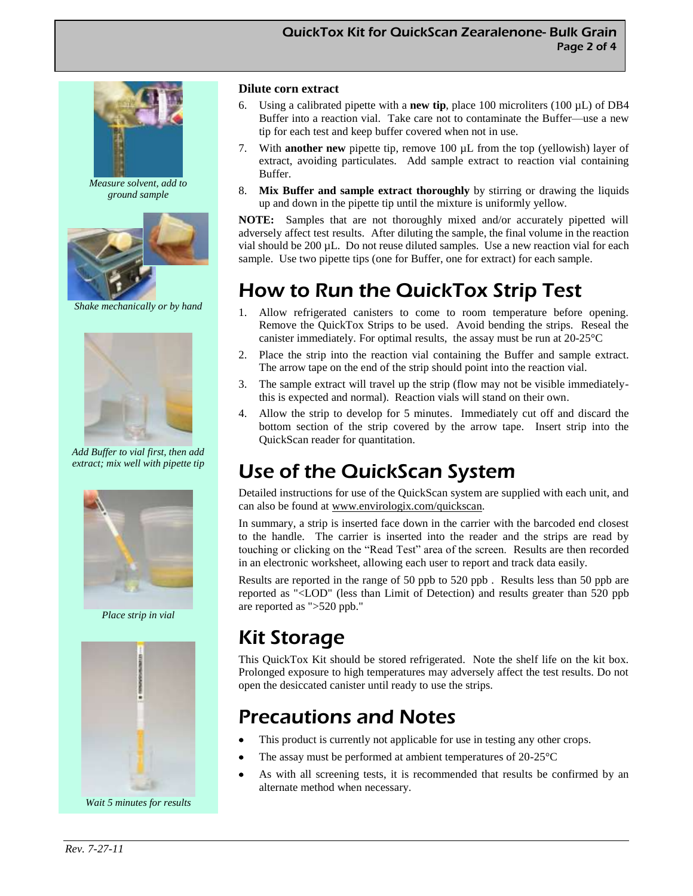**Dilute corn extract**

6. Using a calibrated pipette with a **new tip**, place 100 microliters (100 µL) of DB4 Buffer into a reaction vial. Take care not to contaminate the Buffer—use a new tip for each test and keep buffer covered when not in use.
7. With **another new** pipette tip, remove 100 µL from the top (yellowish) layer of extract, avoiding particulates. Add sample extract to reaction vial containing Buffer.
8. **Mix Buffer and sample extract thoroughly** by stirring or drawing the liquids up and down in the pipette tip until the mixture is uniformly yellow.

**NOTE:** Samples that are not thoroughly mixed and/or accurately pipetted will adversely affect test results. After diluting the sample, the final volume in the reaction vial should be 200 µL. Do not reuse diluted samples. Use a new reaction vial for each sample. Use two pipette tips (one for Buffer, one for extract) for each sample.

*Measure solvent, add to ground sample*

*Shake mechanically or by hand*

*Add Buffer to vial first, then add extract; mix well with pipette tip*

*Place strip in vial*

*Wait 5 minutes for results*

# How to Run the QuickTox Strip Test

1. Allow refrigerated canisters to come to room temperature before opening. Remove the QuickTox Strips to be used. Avoid bending the strips. Reseal the canister immediately. For optimal results, the assay must be run at 20-25°C
2. Place the strip into the reaction vial containing the Buffer and sample extract. The arrow tape on the end of the strip should point into the reaction vial.
3. The sample extract will travel up the strip (flow may not be visible immediately- this is expected and normal). Reaction vials will stand on their own.
4. Allow the strip to develop for 5 minutes. Immediately cut off and discard the bottom section of the strip covered by the arrow tape. Insert strip into the QuickScan reader for quantitation.

# Use of the QuickScan System

Detailed instructions for use of the QuickScan system are supplied with each unit, and can also be found at www.envirologix.com/quickscan.

In summary, a strip is inserted face down in the carrier with the barcoded end closest to the handle. The carrier is inserted into the reader and the strips are read by touching or clicking on the "Read Test" area of the screen. Results are then recorded in an electronic worksheet, allowing each user to report and track data easily.

Results are reported in the range of 50 ppb to 520 ppb . Results less than 50 ppb are reported as "<LOD" (less than Limit of Detection) and results greater than 520 ppb are reported as ">520 ppb."

# Kit Storage

This QuickTox Kit should be stored refrigerated. Note the shelf life on the kit box. Prolonged exposure to high temperatures may adversely affect the test results. Do not open the desiccated canister until ready to use the strips.

# Precautions and Notes

- This product is currently not applicable for use in testing any other crops.
- The assay must be performed at ambient temperatures of 20-25°C
- As with all screening tests, it is recommended that results be confirmed by an alternate method when necessary.

*Rev. 7-27-11*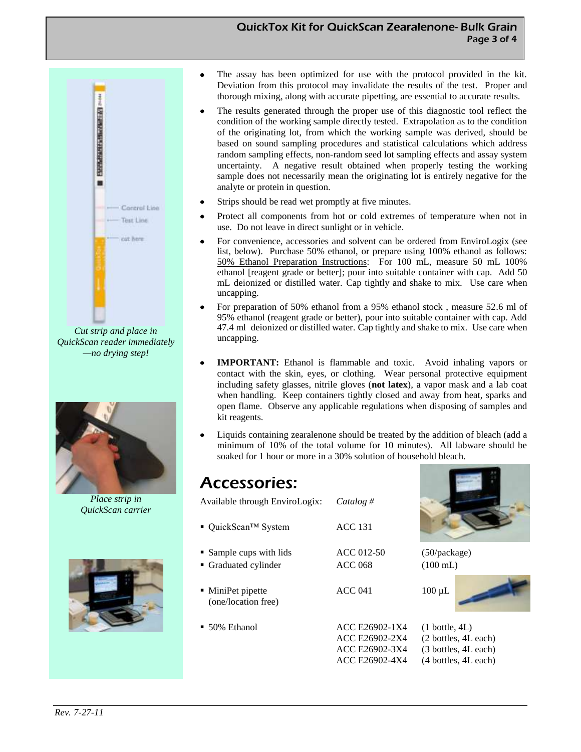*Cut strip and place in QuickScan reader immediately —no drying step!*

*Place strip in QuickScan carrier*

- The assay has been optimized for use with the protocol provided in the kit. Deviation from this protocol may invalidate the results of the test. Proper and thorough mixing, along with accurate pipetting, are essential to accurate results.
- The results generated through the proper use of this diagnostic tool reflect the condition of the working sample directly tested. Extrapolation as to the condition of the originating lot, from which the working sample was derived, should be based on sound sampling procedures and statistical calculations which address random sampling effects, non-random seed lot sampling effects and assay system uncertainty. A negative result obtained when properly testing the working sample does not necessarily mean the originating lot is entirely negative for the analyte or protein in question.
- Strips should be read wet promptly at five minutes.
- Protect all components from hot or cold extremes of temperature when not in use. Do not leave in direct sunlight or in vehicle.
- For convenience, accessories and solvent can be ordered from EnviroLogix (see list, below). Purchase 50% ethanol, or prepare using 100% ethanol as follows: 50% Ethanol Preparation Instructions: For 100 mL, measure 50 mL 100% ethanol [reagent grade or better]; pour into suitable container with cap. Add 50 mL deionized or distilled water. Cap tightly and shake to mix. Use care when uncapping.
- For preparation of 50% ethanol from a 95% ethanol stock , measure 52.6 ml of 95% ethanol (reagent grade or better), pour into suitable container with cap. Add 47.4 ml deionized or distilled water. Cap tightly and shake to mix. Use care when uncapping.
- **IMPORTANT:** Ethanol is flammable and toxic. Avoid inhaling vapors or contact with the skin, eyes, or clothing. Wear personal protective equipment including safety glasses, nitrile gloves (**not latex**), a vapor mask and a lab coat when handling. Keep containers tightly closed and away from heat, sparks and open flame. Observe any applicable regulations when disposing of samples and kit reagents.
- Liquids containing zearalenone should be treated by the addition of bleach (add a minimum of 10% of the total volume for 10 minutes). All labware should be soaked for 1 hour or more in a 30% solution of household bleach.

# Accessories:

| Available through EnviroLogix: | *Catalog #* | |
|---|---|---|
| QuickScan™ System | ACC 131 | |
| Sample cups with lids | ACC 012-50 | (50/package) |
| Graduated cylinder | ACC 068 | (100 mL) |
| MiniPet pipette (one/location free) | ACC 041 | 100 µL |
| 50% Ethanol | ACC E26902-1X4 | (1 bottle, 4L) |
| | ACC E26902-2X4 | (2 bottles, 4L each) |
| | ACC E26902-3X4 | (3 bottles, 4L each) |
| | ACC E26902-4X4 | (4 bottles, 4L each) |

*Rev. 7-27-11*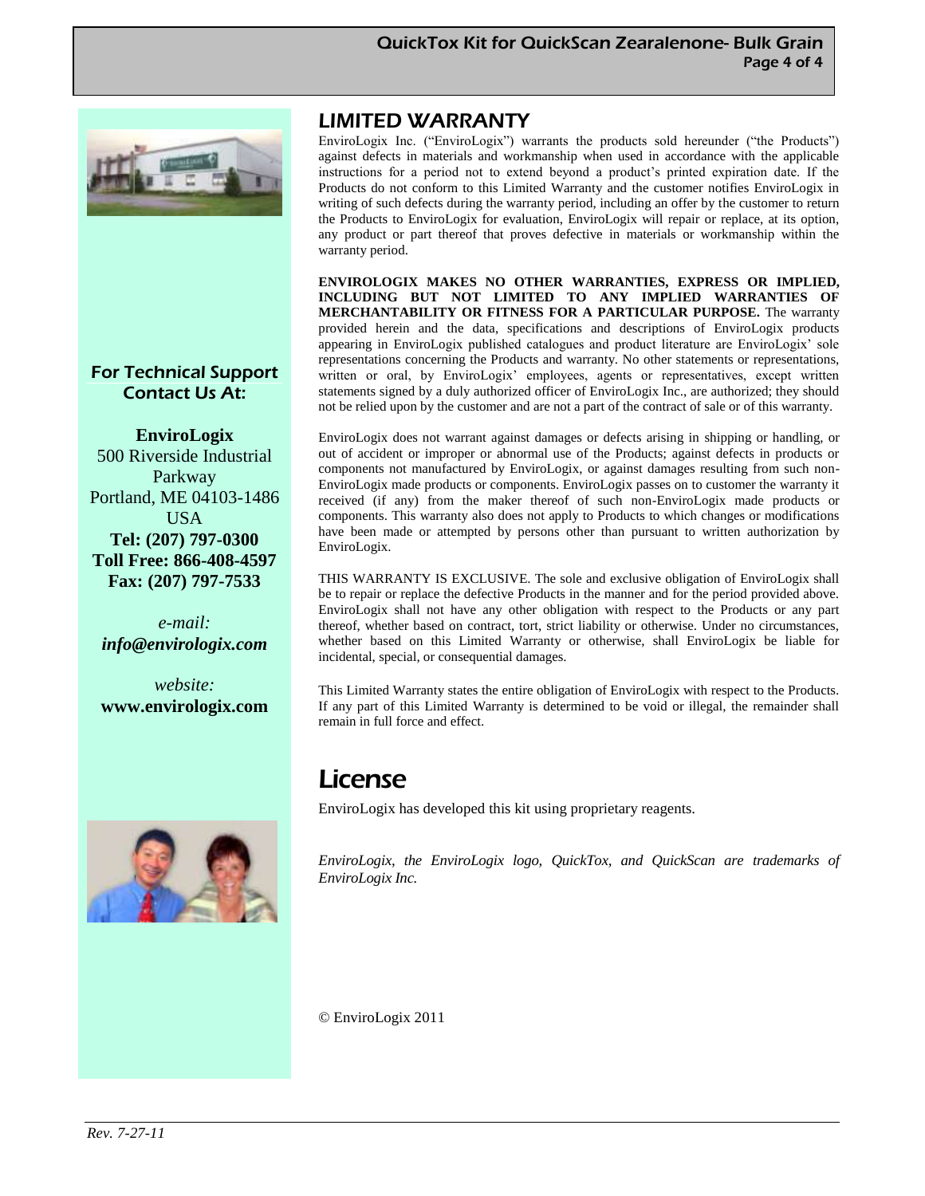## LIMITED WARRANTY

EnviroLogix Inc. ("EnviroLogix") warrants the products sold hereunder ("the Products") against defects in materials and workmanship when used in accordance with the applicable instructions for a period not to extend beyond a product's printed expiration date. If the Products do not conform to this Limited Warranty and the customer notifies EnviroLogix in writing of such defects during the warranty period, including an offer by the customer to return the Products to EnviroLogix for evaluation, EnviroLogix will repair or replace, at its option, any product or part thereof that proves defective in materials or workmanship within the warranty period.

**ENVIROLOGIX MAKES NO OTHER WARRANTIES, EXPRESS OR IMPLIED, INCLUDING BUT NOT LIMITED TO ANY IMPLIED WARRANTIES OF MERCHANTABILITY OR FITNESS FOR A PARTICULAR PURPOSE.** The warranty provided herein and the data, specifications and descriptions of EnviroLogix products appearing in EnviroLogix published catalogues and product literature are EnviroLogix' sole representations concerning the Products and warranty. No other statements or representations, written or oral, by EnviroLogix' employees, agents or representatives, except written statements signed by a duly authorized officer of EnviroLogix Inc., are authorized; they should not be relied upon by the customer and are not a part of the contract of sale or of this warranty.

EnviroLogix does not warrant against damages or defects arising in shipping or handling, or out of accident or improper or abnormal use of the Products; against defects in products or components not manufactured by EnviroLogix, or against damages resulting from such non-EnviroLogix made products or components. EnviroLogix passes on to customer the warranty it received (if any) from the maker thereof of such non-EnviroLogix made products or components. This warranty also does not apply to Products to which changes or modifications have been made or attempted by persons other than pursuant to written authorization by EnviroLogix.

THIS WARRANTY IS EXCLUSIVE. The sole and exclusive obligation of EnviroLogix shall be to repair or replace the defective Products in the manner and for the period provided above. EnviroLogix shall not have any other obligation with respect to the Products or any part thereof, whether based on contract, tort, strict liability or otherwise. Under no circumstances, whether based on this Limited Warranty or otherwise, shall EnviroLogix be liable for incidental, special, or consequential damages.

This Limited Warranty states the entire obligation of EnviroLogix with respect to the Products. If any part of this Limited Warranty is determined to be void or illegal, the remainder shall remain in full force and effect.

## License

EnviroLogix has developed this kit using proprietary reagents.

*EnviroLogix, the EnviroLogix logo, QuickTox, and QuickScan are trademarks of EnviroLogix Inc.*

© EnviroLogix 2011

### For Technical Support Contact Us At:

**EnviroLogix**
500 Riverside Industrial Parkway
Portland, ME 04103-1486
USA
**Tel: (207) 797-0300**
**Toll Free: 866-408-4597**
**Fax: (207) 797-7533**

*e-mail:*
***info@envirologix.com***

*website:*
**www.envirologix.com**

*Rev. 7-27-11*